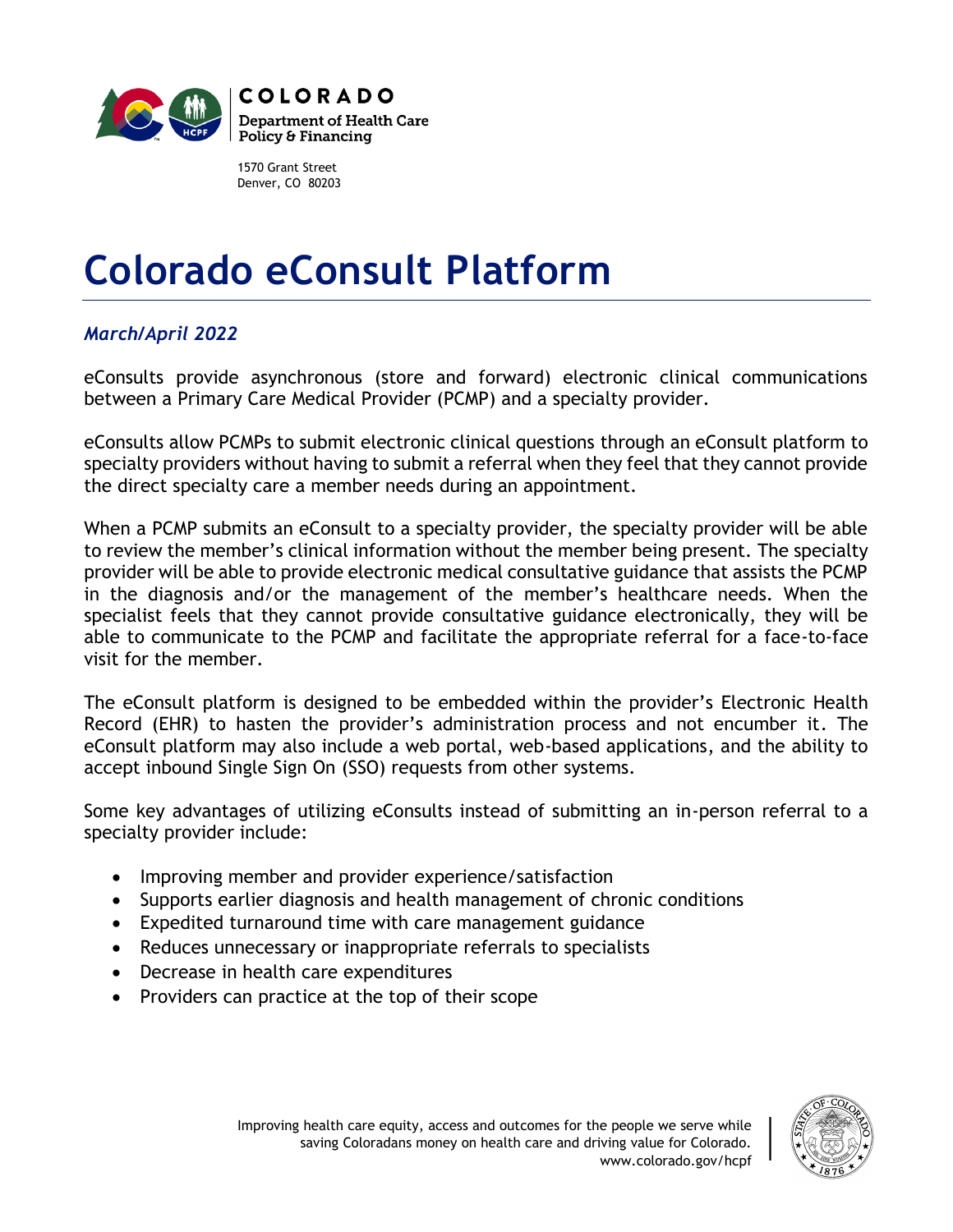COLORADO
Department of Health Care Policy & Financing

1570 Grant Street
Denver, CO 80203

# Colorado eConsult Platform

*March/April 2022*

eConsults provide asynchronous (store and forward) electronic clinical communications between a Primary Care Medical Provider (PCMP) and a specialty provider.

eConsults allow PCMPs to submit electronic clinical questions through an eConsult platform to specialty providers without having to submit a referral when they feel that they cannot provide the direct specialty care a member needs during an appointment.

When a PCMP submits an eConsult to a specialty provider, the specialty provider will be able to review the member's clinical information without the member being present. The specialty provider will be able to provide electronic medical consultative guidance that assists the PCMP in the diagnosis and/or the management of the member's healthcare needs. When the specialist feels that they cannot provide consultative guidance electronically, they will be able to communicate to the PCMP and facilitate the appropriate referral for a face-to-face visit for the member.

The eConsult platform is designed to be embedded within the provider's Electronic Health Record (EHR) to hasten the provider's administration process and not encumber it. The eConsult platform may also include a web portal, web-based applications, and the ability to accept inbound Single Sign On (SSO) requests from other systems.

Some key advantages of utilizing eConsults instead of submitting an in-person referral to a specialty provider include:

- Improving member and provider experience/satisfaction
- Supports earlier diagnosis and health management of chronic conditions
- Expedited turnaround time with care management guidance
- Reduces unnecessary or inappropriate referrals to specialists
- Decrease in health care expenditures
- Providers can practice at the top of their scope

Improving health care equity, access and outcomes for the people we serve while saving Coloradans money on health care and driving value for Colorado.
www.colorado.gov/hcpf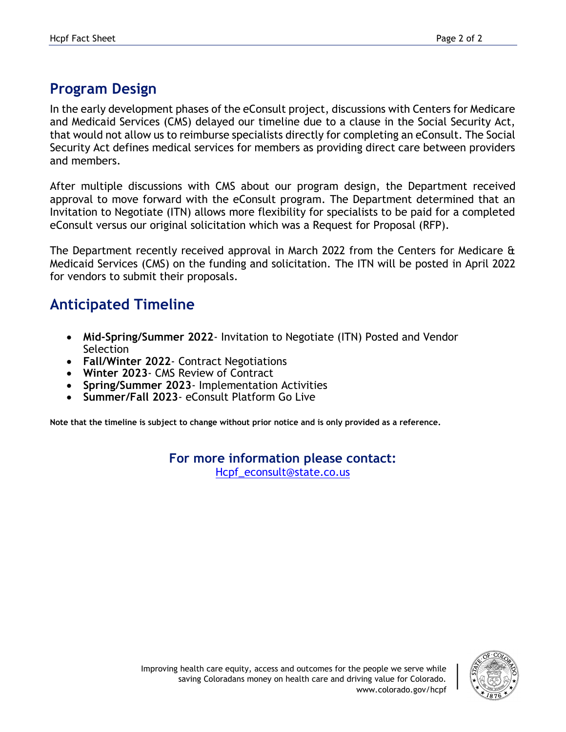## Program Design

In the early development phases of the eConsult project, discussions with Centers for Medicare and Medicaid Services (CMS) delayed our timeline due to a clause in the Social Security Act, that would not allow us to reimburse specialists directly for completing an eConsult. The Social Security Act defines medical services for members as providing direct care between providers and members.

After multiple discussions with CMS about our program design, the Department received approval to move forward with the eConsult program. The Department determined that an Invitation to Negotiate (ITN) allows more flexibility for specialists to be paid for a completed eConsult versus our original solicitation which was a Request for Proposal (RFP).

The Department recently received approval in March 2022 from the Centers for Medicare & Medicaid Services (CMS) on the funding and solicitation. The ITN will be posted in April 2022 for vendors to submit their proposals.

## Anticipated Timeline

- **Mid-Spring/Summer 2022**- Invitation to Negotiate (ITN) Posted and Vendor Selection
- **Fall/Winter 2022**- Contract Negotiations
- **Winter 2023**- CMS Review of Contract
- **Spring/Summer 2023**- Implementation Activities
- **Summer/Fall 2023**- eConsult Platform Go Live

**Note that the timeline is subject to change without prior notice and is only provided as a reference.**

### For more information please contact:

Hcpf_econsult@state.co.us

Improving health care equity, access and outcomes for the people we serve while saving Coloradans money on health care and driving value for Colorado.
www.colorado.gov/hcpf